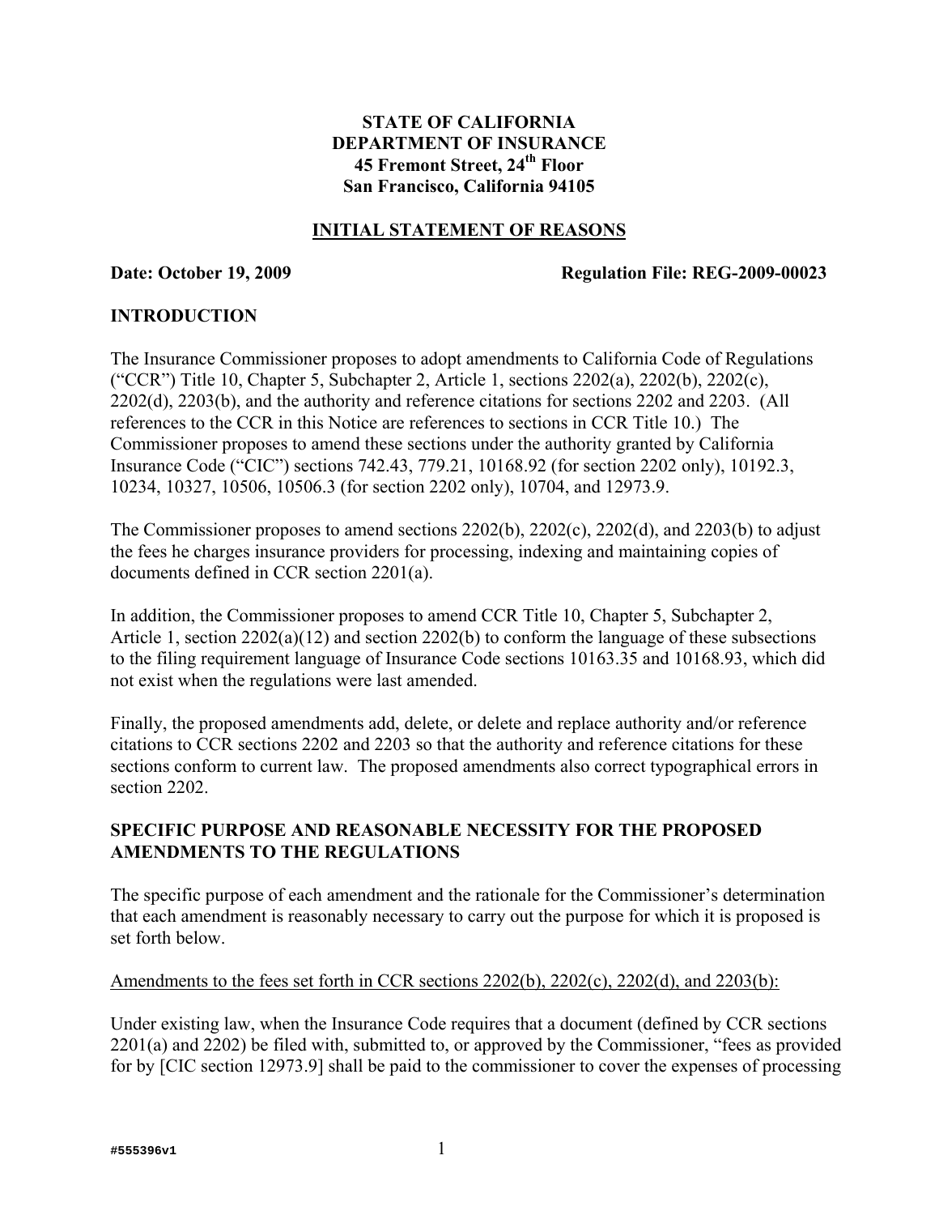**STATE OF CALIFORNIA**
**DEPARTMENT OF INSURANCE**
**45 Fremont Street, 24th Floor**
**San Francisco, California 94105**

## INITIAL STATEMENT OF REASONS

**Date: October 19, 2009** **Regulation File: REG-2009-00023**

## INTRODUCTION

The Insurance Commissioner proposes to adopt amendments to California Code of Regulations ("CCR") Title 10, Chapter 5, Subchapter 2, Article 1, sections 2202(a), 2202(b), 2202(c), 2202(d), 2203(b), and the authority and reference citations for sections 2202 and 2203. (All references to the CCR in this Notice are references to sections in CCR Title 10.) The Commissioner proposes to amend these sections under the authority granted by California Insurance Code ("CIC") sections 742.43, 779.21, 10168.92 (for section 2202 only), 10192.3, 10234, 10327, 10506, 10506.3 (for section 2202 only), 10704, and 12973.9.

The Commissioner proposes to amend sections 2202(b), 2202(c), 2202(d), and 2203(b) to adjust the fees he charges insurance providers for processing, indexing and maintaining copies of documents defined in CCR section 2201(a).

In addition, the Commissioner proposes to amend CCR Title 10, Chapter 5, Subchapter 2, Article 1, section 2202(a)(12) and section 2202(b) to conform the language of these subsections to the filing requirement language of Insurance Code sections 10163.35 and 10168.93, which did not exist when the regulations were last amended.

Finally, the proposed amendments add, delete, or delete and replace authority and/or reference citations to CCR sections 2202 and 2203 so that the authority and reference citations for these sections conform to current law. The proposed amendments also correct typographical errors in section 2202.

## SPECIFIC PURPOSE AND REASONABLE NECESSITY FOR THE PROPOSED AMENDMENTS TO THE REGULATIONS

The specific purpose of each amendment and the rationale for the Commissioner's determination that each amendment is reasonably necessary to carry out the purpose for which it is proposed is set forth below.

<u>Amendments to the fees set forth in CCR sections 2202(b), 2202(c), 2202(d), and 2203(b):</u>

Under existing law, when the Insurance Code requires that a document (defined by CCR sections 2201(a) and 2202) be filed with, submitted to, or approved by the Commissioner, "fees as provided for by [CIC section 12973.9] shall be paid to the commissioner to cover the expenses of processing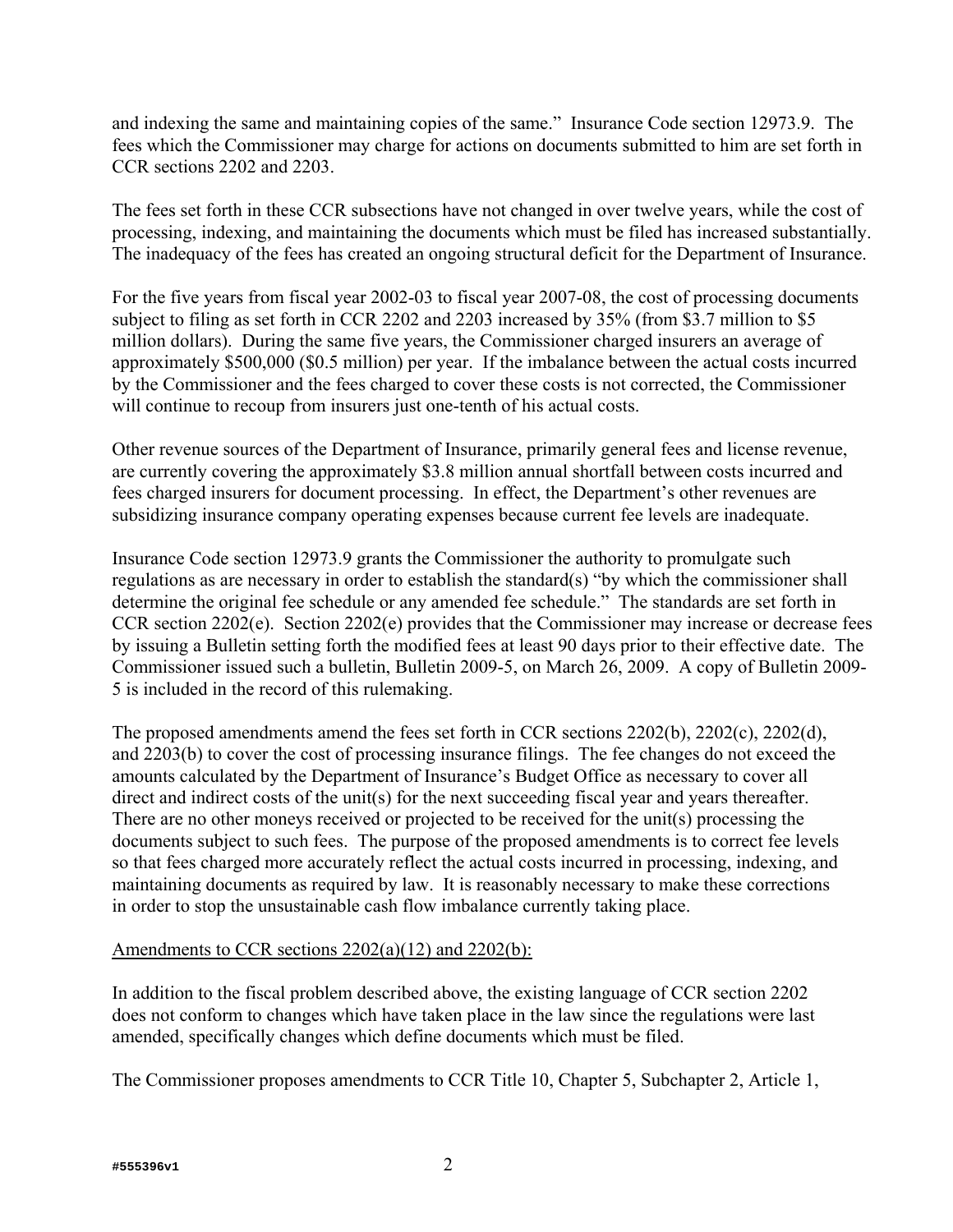and indexing the same and maintaining copies of the same." Insurance Code section 12973.9. The fees which the Commissioner may charge for actions on documents submitted to him are set forth in CCR sections 2202 and 2203.

The fees set forth in these CCR subsections have not changed in over twelve years, while the cost of processing, indexing, and maintaining the documents which must be filed has increased substantially. The inadequacy of the fees has created an ongoing structural deficit for the Department of Insurance.

For the five years from fiscal year 2002-03 to fiscal year 2007-08, the cost of processing documents subject to filing as set forth in CCR 2202 and 2203 increased by 35% (from $3.7 million to $5 million dollars). During the same five years, the Commissioner charged insurers an average of approximately $500,000 ($0.5 million) per year. If the imbalance between the actual costs incurred by the Commissioner and the fees charged to cover these costs is not corrected, the Commissioner will continue to recoup from insurers just one-tenth of his actual costs.

Other revenue sources of the Department of Insurance, primarily general fees and license revenue, are currently covering the approximately $3.8 million annual shortfall between costs incurred and fees charged insurers for document processing. In effect, the Department's other revenues are subsidizing insurance company operating expenses because current fee levels are inadequate.

Insurance Code section 12973.9 grants the Commissioner the authority to promulgate such regulations as are necessary in order to establish the standard(s) "by which the commissioner shall determine the original fee schedule or any amended fee schedule." The standards are set forth in CCR section 2202(e). Section 2202(e) provides that the Commissioner may increase or decrease fees by issuing a Bulletin setting forth the modified fees at least 90 days prior to their effective date. The Commissioner issued such a bulletin, Bulletin 2009-5, on March 26, 2009. A copy of Bulletin 2009-5 is included in the record of this rulemaking.

The proposed amendments amend the fees set forth in CCR sections 2202(b), 2202(c), 2202(d), and 2203(b) to cover the cost of processing insurance filings. The fee changes do not exceed the amounts calculated by the Department of Insurance's Budget Office as necessary to cover all direct and indirect costs of the unit(s) for the next succeeding fiscal year and years thereafter. There are no other moneys received or projected to be received for the unit(s) processing the documents subject to such fees. The purpose of the proposed amendments is to correct fee levels so that fees charged more accurately reflect the actual costs incurred in processing, indexing, and maintaining documents as required by law. It is reasonably necessary to make these corrections in order to stop the unsustainable cash flow imbalance currently taking place.

Amendments to CCR sections 2202(a)(12) and 2202(b):

In addition to the fiscal problem described above, the existing language of CCR section 2202 does not conform to changes which have taken place in the law since the regulations were last amended, specifically changes which define documents which must be filed.

The Commissioner proposes amendments to CCR Title 10, Chapter 5, Subchapter 2, Article 1,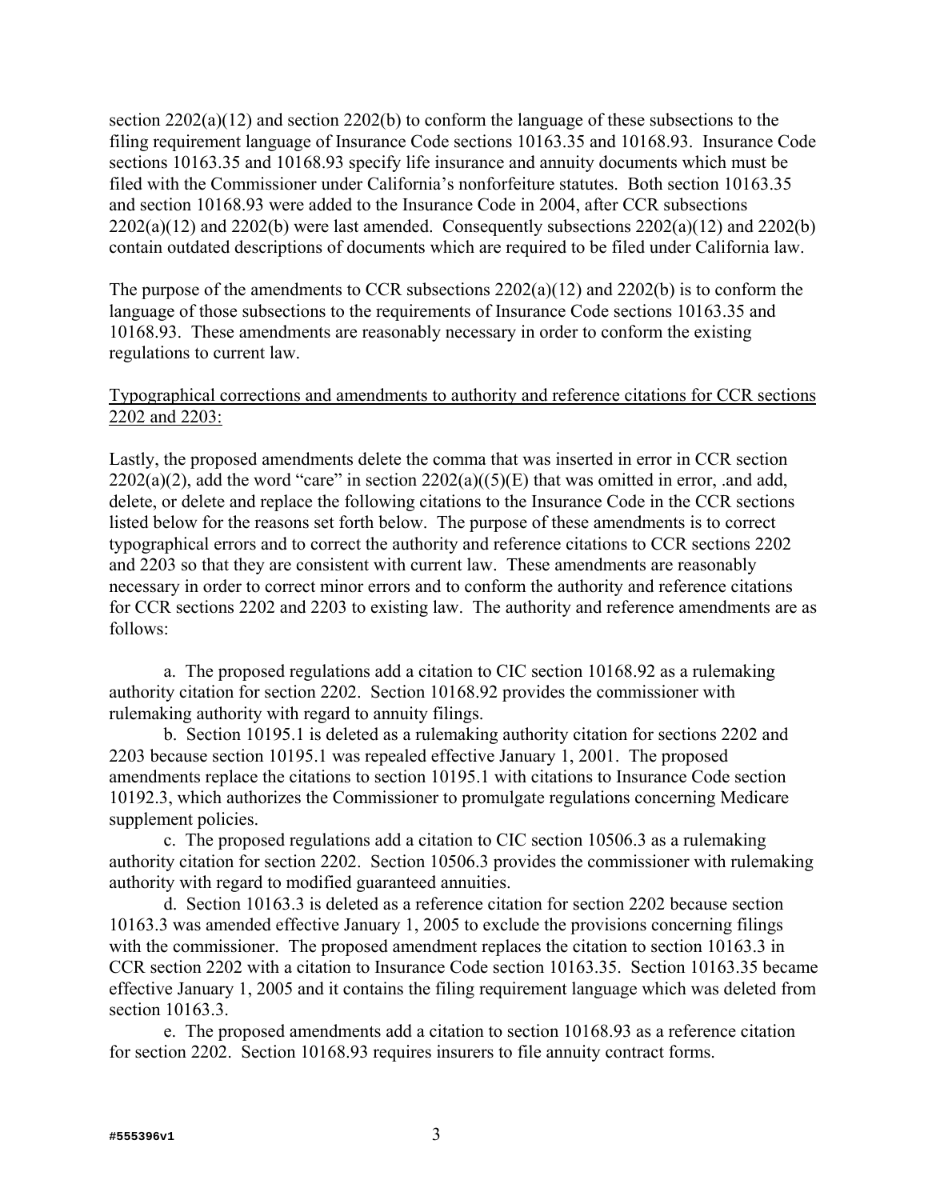section 2202(a)(12) and section 2202(b) to conform the language of these subsections to the filing requirement language of Insurance Code sections 10163.35 and 10168.93. Insurance Code sections 10163.35 and 10168.93 specify life insurance and annuity documents which must be filed with the Commissioner under California's nonforfeiture statutes. Both section 10163.35 and section 10168.93 were added to the Insurance Code in 2004, after CCR subsections 2202(a)(12) and 2202(b) were last amended. Consequently subsections 2202(a)(12) and 2202(b) contain outdated descriptions of documents which are required to be filed under California law.

The purpose of the amendments to CCR subsections 2202(a)(12) and 2202(b) is to conform the language of those subsections to the requirements of Insurance Code sections 10163.35 and 10168.93. These amendments are reasonably necessary in order to conform the existing regulations to current law.

<u>Typographical corrections and amendments to authority and reference citations for CCR sections 2202 and 2203:</u>

Lastly, the proposed amendments delete the comma that was inserted in error in CCR section 2202(a)(2), add the word "care" in section 2202(a)((5)(E) that was omitted in error, .and add, delete, or delete and replace the following citations to the Insurance Code in the CCR sections listed below for the reasons set forth below. The purpose of these amendments is to correct typographical errors and to correct the authority and reference citations to CCR sections 2202 and 2203 so that they are consistent with current law. These amendments are reasonably necessary in order to correct minor errors and to conform the authority and reference citations for CCR sections 2202 and 2203 to existing law. The authority and reference amendments are as follows:

a. The proposed regulations add a citation to CIC section 10168.92 as a rulemaking authority citation for section 2202. Section 10168.92 provides the commissioner with rulemaking authority with regard to annuity filings.

b. Section 10195.1 is deleted as a rulemaking authority citation for sections 2202 and 2203 because section 10195.1 was repealed effective January 1, 2001. The proposed amendments replace the citations to section 10195.1 with citations to Insurance Code section 10192.3, which authorizes the Commissioner to promulgate regulations concerning Medicare supplement policies.

c. The proposed regulations add a citation to CIC section 10506.3 as a rulemaking authority citation for section 2202. Section 10506.3 provides the commissioner with rulemaking authority with regard to modified guaranteed annuities.

d. Section 10163.3 is deleted as a reference citation for section 2202 because section 10163.3 was amended effective January 1, 2005 to exclude the provisions concerning filings with the commissioner. The proposed amendment replaces the citation to section 10163.3 in CCR section 2202 with a citation to Insurance Code section 10163.35. Section 10163.35 became effective January 1, 2005 and it contains the filing requirement language which was deleted from section 10163.3.

e. The proposed amendments add a citation to section 10168.93 as a reference citation for section 2202. Section 10168.93 requires insurers to file annuity contract forms.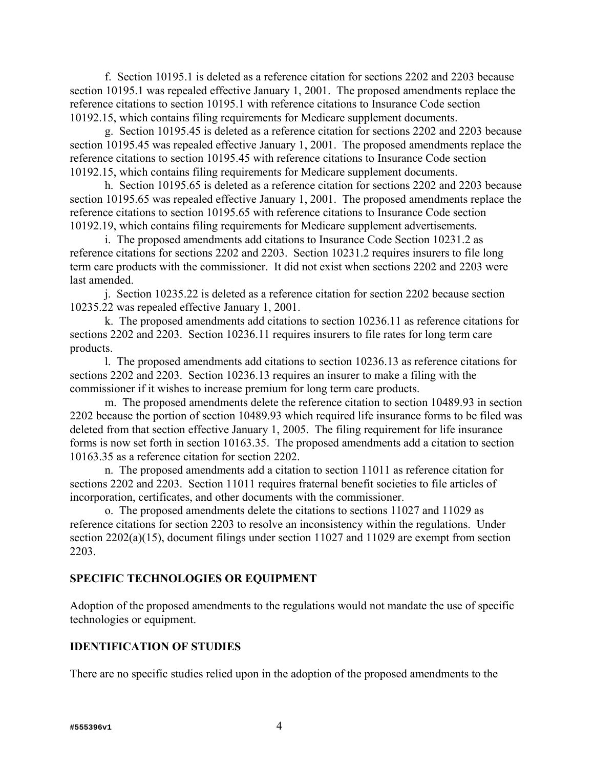f. Section 10195.1 is deleted as a reference citation for sections 2202 and 2203 because section 10195.1 was repealed effective January 1, 2001. The proposed amendments replace the reference citations to section 10195.1 with reference citations to Insurance Code section 10192.15, which contains filing requirements for Medicare supplement documents.

g. Section 10195.45 is deleted as a reference citation for sections 2202 and 2203 because section 10195.45 was repealed effective January 1, 2001. The proposed amendments replace the reference citations to section 10195.45 with reference citations to Insurance Code section 10192.15, which contains filing requirements for Medicare supplement documents.

h. Section 10195.65 is deleted as a reference citation for sections 2202 and 2203 because section 10195.65 was repealed effective January 1, 2001. The proposed amendments replace the reference citations to section 10195.65 with reference citations to Insurance Code section 10192.19, which contains filing requirements for Medicare supplement advertisements.

i. The proposed amendments add citations to Insurance Code Section 10231.2 as reference citations for sections 2202 and 2203. Section 10231.2 requires insurers to file long term care products with the commissioner. It did not exist when sections 2202 and 2203 were last amended.

j. Section 10235.22 is deleted as a reference citation for section 2202 because section 10235.22 was repealed effective January 1, 2001.

k. The proposed amendments add citations to section 10236.11 as reference citations for sections 2202 and 2203. Section 10236.11 requires insurers to file rates for long term care products.

l. The proposed amendments add citations to section 10236.13 as reference citations for sections 2202 and 2203. Section 10236.13 requires an insurer to make a filing with the commissioner if it wishes to increase premium for long term care products.

m. The proposed amendments delete the reference citation to section 10489.93 in section 2202 because the portion of section 10489.93 which required life insurance forms to be filed was deleted from that section effective January 1, 2005. The filing requirement for life insurance forms is now set forth in section 10163.35. The proposed amendments add a citation to section 10163.35 as a reference citation for section 2202.

n. The proposed amendments add a citation to section 11011 as reference citation for sections 2202 and 2203. Section 11011 requires fraternal benefit societies to file articles of incorporation, certificates, and other documents with the commissioner.

o. The proposed amendments delete the citations to sections 11027 and 11029 as reference citations for section 2203 to resolve an inconsistency within the regulations. Under section 2202(a)(15), document filings under section 11027 and 11029 are exempt from section 2203.

**SPECIFIC TECHNOLOGIES OR EQUIPMENT**

Adoption of the proposed amendments to the regulations would not mandate the use of specific technologies or equipment.

**IDENTIFICATION OF STUDIES**

There are no specific studies relied upon in the adoption of the proposed amendments to the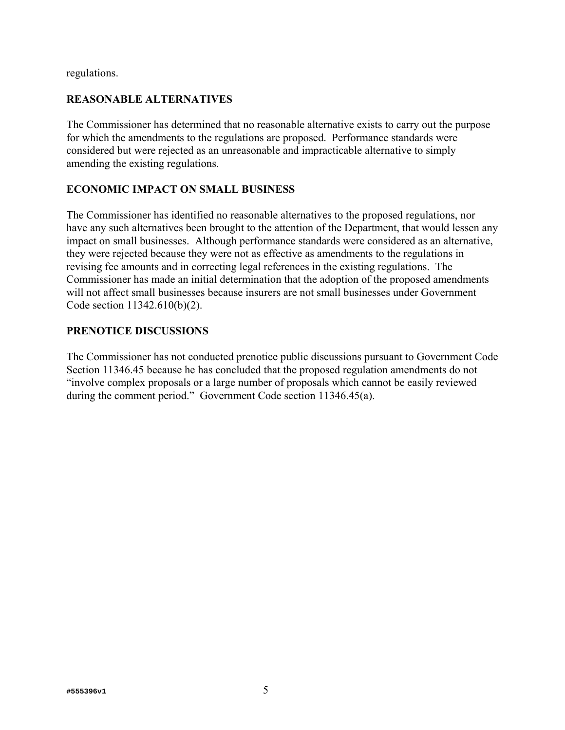regulations.

## REASONABLE ALTERNATIVES

The Commissioner has determined that no reasonable alternative exists to carry out the purpose for which the amendments to the regulations are proposed. Performance standards were considered but were rejected as an unreasonable and impracticable alternative to simply amending the existing regulations.

## ECONOMIC IMPACT ON SMALL BUSINESS

The Commissioner has identified no reasonable alternatives to the proposed regulations, nor have any such alternatives been brought to the attention of the Department, that would lessen any impact on small businesses. Although performance standards were considered as an alternative, they were rejected because they were not as effective as amendments to the regulations in revising fee amounts and in correcting legal references in the existing regulations. The Commissioner has made an initial determination that the adoption of the proposed amendments will not affect small businesses because insurers are not small businesses under Government Code section 11342.610(b)(2).

## PRENOTICE DISCUSSIONS

The Commissioner has not conducted prenotice public discussions pursuant to Government Code Section 11346.45 because he has concluded that the proposed regulation amendments do not "involve complex proposals or a large number of proposals which cannot be easily reviewed during the comment period." Government Code section 11346.45(a).

#555396v1